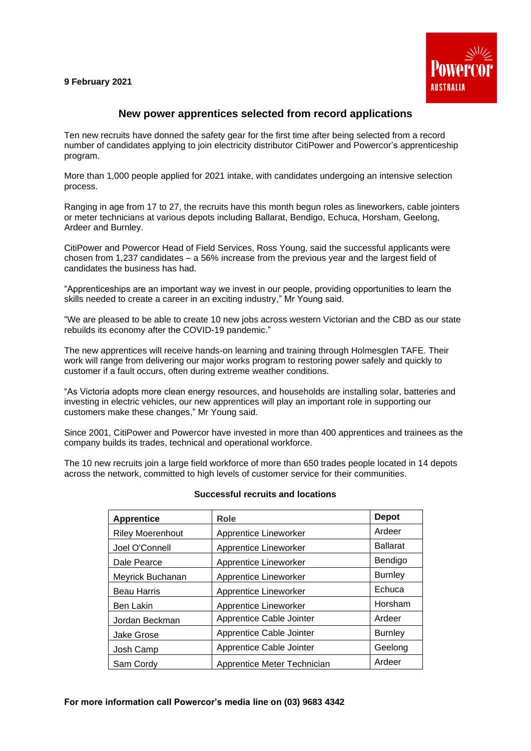**9 February 2021**

## New power apprentices selected from record applications

Ten new recruits have donned the safety gear for the first time after being selected from a record number of candidates applying to join electricity distributor CitiPower and Powercor's apprenticeship program.

More than 1,000 people applied for 2021 intake, with candidates undergoing an intensive selection process.

Ranging in age from 17 to 27, the recruits have this month begun roles as lineworkers, cable jointers or meter technicians at various depots including Ballarat, Bendigo, Echuca, Horsham, Geelong, Ardeer and Burnley.

CitiPower and Powercor Head of Field Services, Ross Young, said the successful applicants were chosen from 1,237 candidates – a 56% increase from the previous year and the largest field of candidates the business has had.

"Apprenticeships are an important way we invest in our people, providing opportunities to learn the skills needed to create a career in an exciting industry," Mr Young said.

"We are pleased to be able to create 10 new jobs across western Victorian and the CBD as our state rebuilds its economy after the COVID-19 pandemic."

The new apprentices will receive hands-on learning and training through Holmesglen TAFE. Their work will range from delivering our major works program to restoring power safely and quickly to customer if a fault occurs, often during extreme weather conditions.

"As Victoria adopts more clean energy resources, and households are installing solar, batteries and investing in electric vehicles, our new apprentices will play an important role in supporting our customers make these changes," Mr Young said.

Since 2001, CitiPower and Powercor have invested in more than 400 apprentices and trainees as the company builds its trades, technical and operational workforce.

The 10 new recruits join a large field workforce of more than 650 trades people located in 14 depots across the network, committed to high levels of customer service for their communities.

**Successful recruits and locations**

| Apprentice | Role | Depot |
|---|---|---|
| Riley Moerenhout | Apprentice Lineworker | Ardeer |
| Joel O'Connell | Apprentice Lineworker | Ballarat |
| Dale Pearce | Apprentice Lineworker | Bendigo |
| Meyrick Buchanan | Apprentice Lineworker | Burnley |
| Beau Harris | Apprentice Lineworker | Echuca |
| Ben Lakin | Apprentice Lineworker | Horsham |
| Jordan Beckman | Apprentice Cable Jointer | Ardeer |
| Jake Grose | Apprentice Cable Jointer | Burnley |
| Josh Camp | Apprentice Cable Jointer | Geelong |
| Sam Cordy | Apprentice Meter Technician | Ardeer |

**For more information call Powercor's media line on (03) 9683 4342**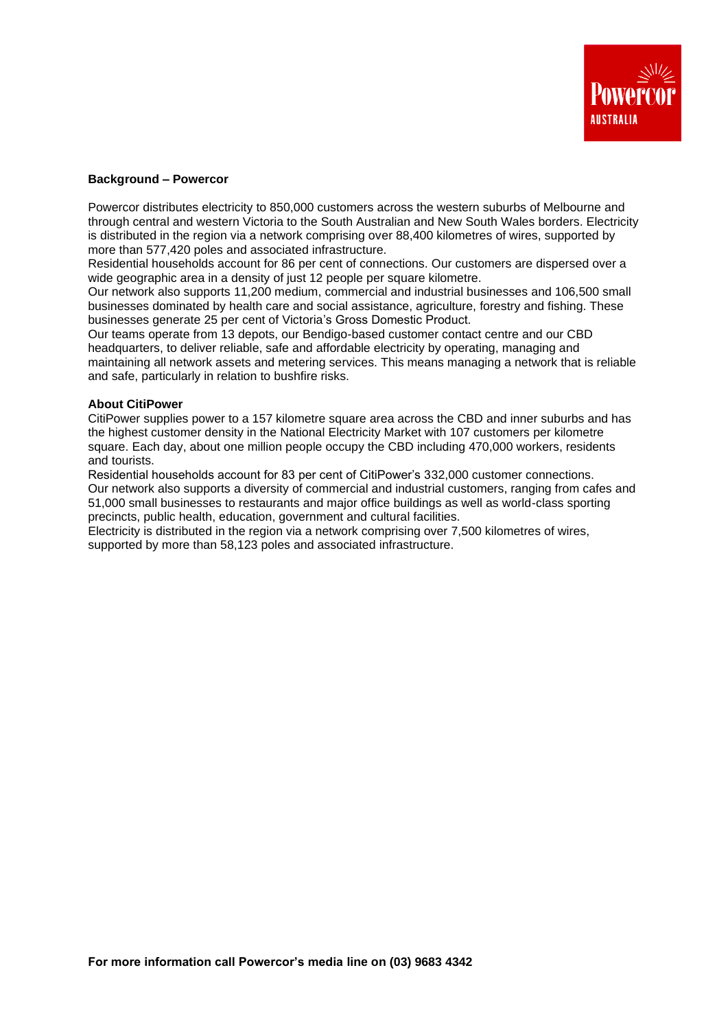**Background – Powercor**

Powercor distributes electricity to 850,000 customers across the western suburbs of Melbourne and through central and western Victoria to the South Australian and New South Wales borders. Electricity is distributed in the region via a network comprising over 88,400 kilometres of wires, supported by more than 577,420 poles and associated infrastructure.

Residential households account for 86 per cent of connections. Our customers are dispersed over a wide geographic area in a density of just 12 people per square kilometre.

Our network also supports 11,200 medium, commercial and industrial businesses and 106,500 small businesses dominated by health care and social assistance, agriculture, forestry and fishing. These businesses generate 25 per cent of Victoria's Gross Domestic Product.

Our teams operate from 13 depots, our Bendigo-based customer contact centre and our CBD headquarters, to deliver reliable, safe and affordable electricity by operating, managing and maintaining all network assets and metering services. This means managing a network that is reliable and safe, particularly in relation to bushfire risks.

**About CitiPower**

CitiPower supplies power to a 157 kilometre square area across the CBD and inner suburbs and has the highest customer density in the National Electricity Market with 107 customers per kilometre square. Each day, about one million people occupy the CBD including 470,000 workers, residents and tourists.

Residential households account for 83 per cent of CitiPower's 332,000 customer connections.

Our network also supports a diversity of commercial and industrial customers, ranging from cafes and 51,000 small businesses to restaurants and major office buildings as well as world-class sporting precincts, public health, education, government and cultural facilities.

Electricity is distributed in the region via a network comprising over 7,500 kilometres of wires, supported by more than 58,123 poles and associated infrastructure.

**For more information call Powercor's media line on (03) 9683 4342**